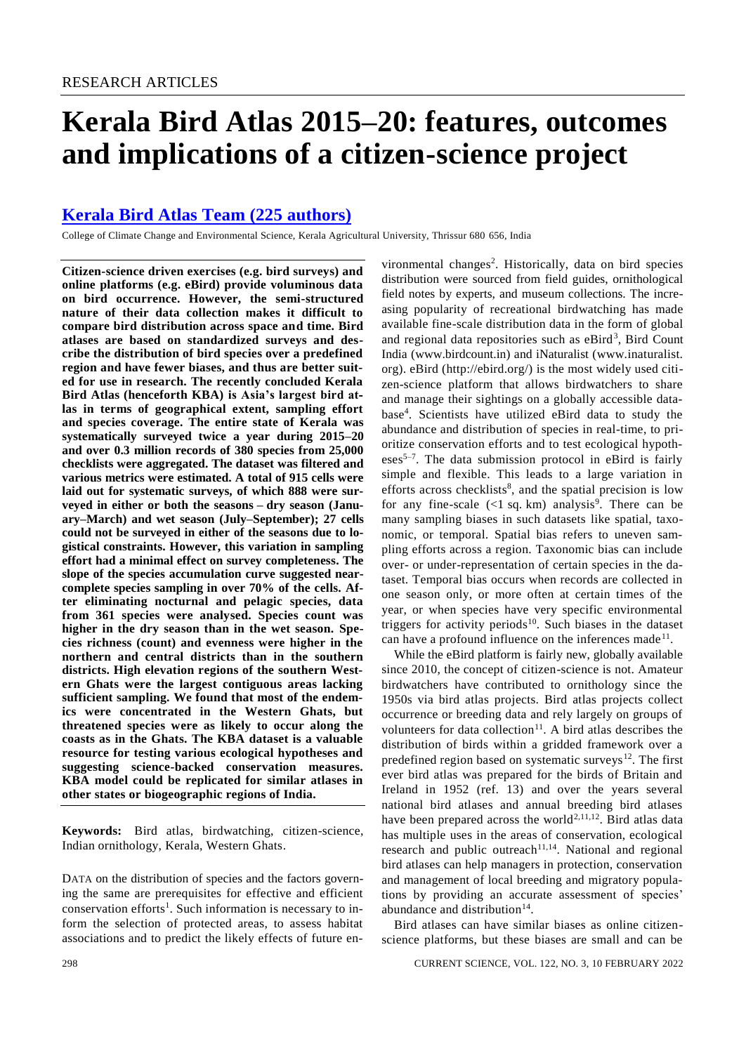# Kerala Bird Atlas 2015–20: features, outcomes and implications of a citizen-science project

## Kerala Bird Atlas Team (225 authors)

College of Climate Change and Environmental Science, Kerala Agricultural University, Thrissur 680 656, India

**Citizen-science driven exercises (e.g. bird surveys) and online platforms (e.g. eBird) provide voluminous data on bird occurrence. However, the semi-structured nature of their data collection makes it difficult to compare bird distribution across space and time. Bird atlases are based on standardized surveys and describe the distribution of bird species over a predefined region and have fewer biases, and thus are better suited for use in research. The recently concluded Kerala Bird Atlas (henceforth KBA) is Asia's largest bird atlas in terms of geographical extent, sampling effort and species coverage. The entire state of Kerala was systematically surveyed twice a year during 2015–20 and over 0.3 million records of 380 species from 25,000 checklists were aggregated. The dataset was filtered and various metrics were estimated. A total of 915 cells were laid out for systematic surveys, of which 888 were surveyed in either or both the seasons – dry season (January–March) and wet season (July–September); 27 cells could not be surveyed in either of the seasons due to logistical constraints. However, this variation in sampling effort had a minimal effect on survey completeness. The slope of the species accumulation curve suggested near-complete species sampling in over 70% of the cells. After eliminating nocturnal and pelagic species, data from 361 species were analysed. Species count was higher in the dry season than in the wet season. Species richness (count) and evenness were higher in the northern and central districts than in the southern districts. High elevation regions of the southern Western Ghats were the largest contiguous areas lacking sufficient sampling. We found that most of the endemics were concentrated in the Western Ghats, but threatened species were as likely to occur along the coasts as in the Ghats. The KBA dataset is a valuable resource for testing various ecological hypotheses and suggesting science-backed conservation measures. KBA model could be replicated for similar atlases in other states or biogeographic regions of India.**

**Keywords:** Bird atlas, birdwatching, citizen-science, Indian ornithology, Kerala, Western Ghats.

DATA on the distribution of species and the factors governing the same are prerequisites for effective and efficient conservation efforts[1]. Such information is necessary to inform the selection of protected areas, to assess habitat associations and to predict the likely effects of future environmental changes[2]. Historically, data on bird species distribution were sourced from field guides, ornithological field notes by experts, and museum collections. The increasing popularity of recreational birdwatching has made available fine-scale distribution data in the form of global and regional data repositories such as eBird[3], Bird Count India (www.birdcount.in) and iNaturalist (www.inaturalist.org). eBird (http://ebird.org/) is the most widely used citizen-science platform that allows birdwatchers to share and manage their sightings on a globally accessible database[4]. Scientists have utilized eBird data to study the abundance and distribution of species in real-time, to prioritize conservation efforts and to test ecological hypotheses[5–7]. The data submission protocol in eBird is fairly simple and flexible. This leads to a large variation in efforts across checklists[8], and the spatial precision is low for any fine-scale (<1 sq. km) analysis[9]. There can be many sampling biases in such datasets like spatial, taxonomic, or temporal. Spatial bias refers to uneven sampling efforts across a region. Taxonomic bias can include over- or under-representation of certain species in the dataset. Temporal bias occurs when records are collected in one season only, or more often at certain times of the year, or when species have very specific environmental triggers for activity periods[10]. Such biases in the dataset can have a profound influence on the inferences made[11].

While the eBird platform is fairly new, globally available since 2010, the concept of citizen-science is not. Amateur birdwatchers have contributed to ornithology since the 1950s via bird atlas projects. Bird atlas projects collect occurrence or breeding data and rely largely on groups of volunteers for data collection[11]. A bird atlas describes the distribution of birds within a gridded framework over a predefined region based on systematic surveys[12]. The first ever bird atlas was prepared for the birds of Britain and Ireland in 1952 (ref. 13) and over the years several national bird atlases and annual breeding bird atlases have been prepared across the world[2,11,12]. Bird atlas data has multiple uses in the areas of conservation, ecological research and public outreach[11,14]. National and regional bird atlases can help managers in protection, conservation and management of local breeding and migratory populations by providing an accurate assessment of species' abundance and distribution[14].

Bird atlases can have similar biases as online citizen-science platforms, but these biases are small and can be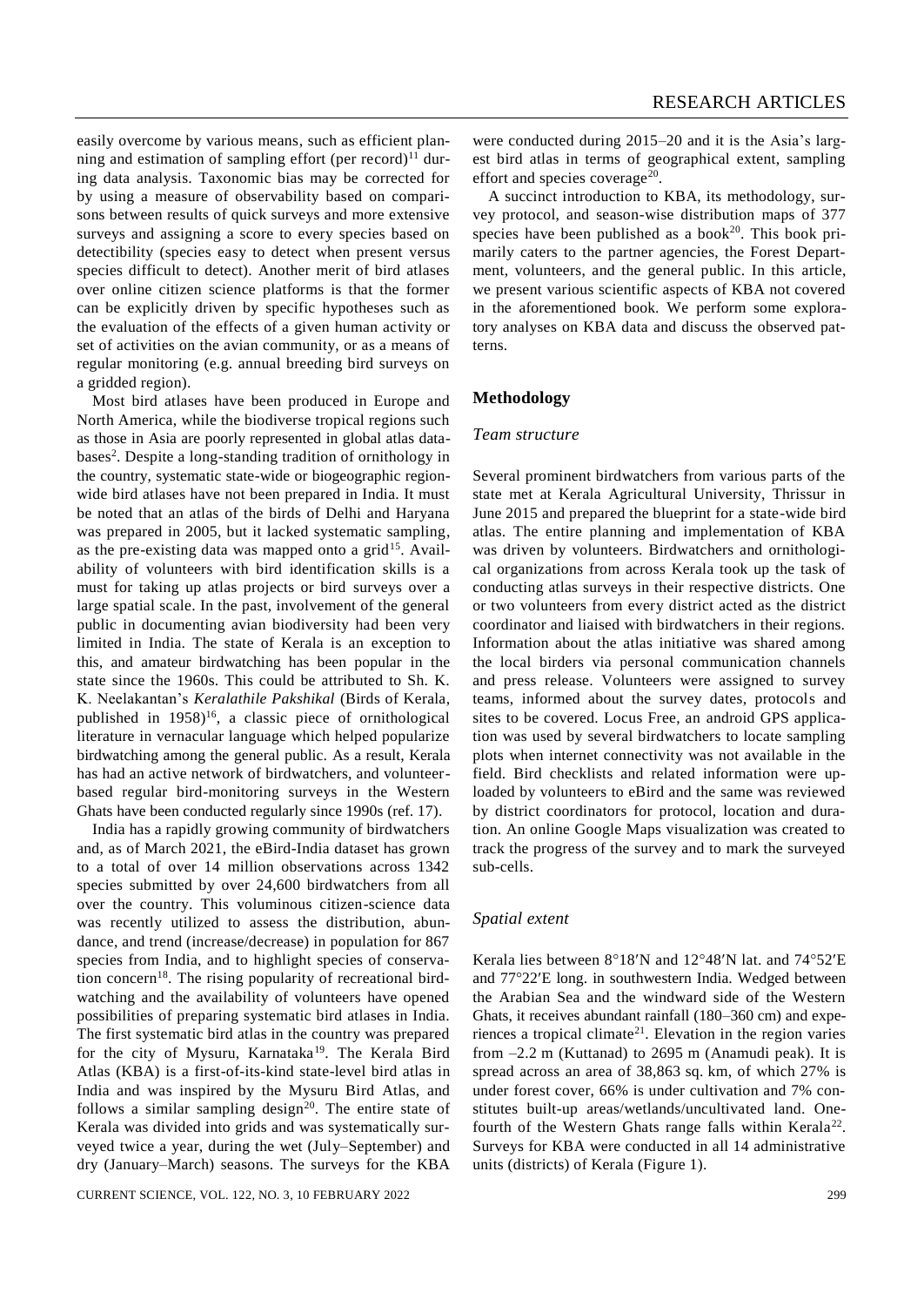easily overcome by various means, such as efficient planning and estimation of sampling effort (per record)[11] during data analysis. Taxonomic bias may be corrected for by using a measure of observability based on comparisons between results of quick surveys and more extensive surveys and assigning a score to every species based on detectibility (species easy to detect when present versus species difficult to detect). Another merit of bird atlases over online citizen science platforms is that the former can be explicitly driven by specific hypotheses such as the evaluation of the effects of a given human activity or set of activities on the avian community, or as a means of regular monitoring (e.g. annual breeding bird surveys on a gridded region).

Most bird atlases have been produced in Europe and North America, while the biodiverse tropical regions such as those in Asia are poorly represented in global atlas databases[2]. Despite a long-standing tradition of ornithology in the country, systematic state-wide or biogeographic region-wide bird atlases have not been prepared in India. It must be noted that an atlas of the birds of Delhi and Haryana was prepared in 2005, but it lacked systematic sampling, as the pre-existing data was mapped onto a grid[15]. Availability of volunteers with bird identification skills is a must for taking up atlas projects or bird surveys over a large spatial scale. In the past, involvement of the general public in documenting avian biodiversity had been very limited in India. The state of Kerala is an exception to this, and amateur birdwatching has been popular in the state since the 1960s. This could be attributed to Sh. K. K. Neelakantan's *Keralathile Pakshikal* (Birds of Kerala, published in 1958)[16], a classic piece of ornithological literature in vernacular language which helped popularize birdwatching among the general public. As a result, Kerala has had an active network of birdwatchers, and volunteer-based regular bird-monitoring surveys in the Western Ghats have been conducted regularly since 1990s (ref. 17).

India has a rapidly growing community of birdwatchers and, as of March 2021, the eBird-India dataset has grown to a total of over 14 million observations across 1342 species submitted by over 24,600 birdwatchers from all over the country. This voluminous citizen-science data was recently utilized to assess the distribution, abundance, and trend (increase/decrease) in population for 867 species from India, and to highlight species of conservation concern[18]. The rising popularity of recreational birdwatching and the availability of volunteers have opened possibilities of preparing systematic bird atlases in India. The first systematic bird atlas in the country was prepared for the city of Mysuru, Karnataka[19]. The Kerala Bird Atlas (KBA) is a first-of-its-kind state-level bird atlas in India and was inspired by the Mysuru Bird Atlas, and follows a similar sampling design[20]. The entire state of Kerala was divided into grids and was systematically surveyed twice a year, during the wet (July–September) and dry (January–March) seasons. The surveys for the KBA were conducted during 2015–20 and it is the Asia's largest bird atlas in terms of geographical extent, sampling effort and species coverage[20].

A succinct introduction to KBA, its methodology, survey protocol, and season-wise distribution maps of 377 species have been published as a book[20]. This book primarily caters to the partner agencies, the Forest Department, volunteers, and the general public. In this article, we present various scientific aspects of KBA not covered in the aforementioned book. We perform some exploratory analyses on KBA data and discuss the observed patterns.

## Methodology

### *Team structure*

Several prominent birdwatchers from various parts of the state met at Kerala Agricultural University, Thrissur in June 2015 and prepared the blueprint for a state-wide bird atlas. The entire planning and implementation of KBA was driven by volunteers. Birdwatchers and ornithological organizations from across Kerala took up the task of conducting atlas surveys in their respective districts. One or two volunteers from every district acted as the district coordinator and liaised with birdwatchers in their regions. Information about the atlas initiative was shared among the local birders via personal communication channels and press release. Volunteers were assigned to survey teams, informed about the survey dates, protocols and sites to be covered. Locus Free, an android GPS application was used by several birdwatchers to locate sampling plots when internet connectivity was not available in the field. Bird checklists and related information were uploaded by volunteers to eBird and the same was reviewed by district coordinators for protocol, location and duration. An online Google Maps visualization was created to track the progress of the survey and to mark the surveyed sub-cells.

### *Spatial extent*

Kerala lies between 8°18′N and 12°48′N lat. and 74°52′E and 77°22′E long. in southwestern India. Wedged between the Arabian Sea and the windward side of the Western Ghats, it receives abundant rainfall (180–360 cm) and experiences a tropical climate[21]. Elevation in the region varies from –2.2 m (Kuttanad) to 2695 m (Anamudi peak). It is spread across an area of 38,863 sq. km, of which 27% is under forest cover, 66% is under cultivation and 7% constitutes built-up areas/wetlands/uncultivated land. One-fourth of the Western Ghats range falls within Kerala[22]. Surveys for KBA were conducted in all 14 administrative units (districts) of Kerala (Figure 1).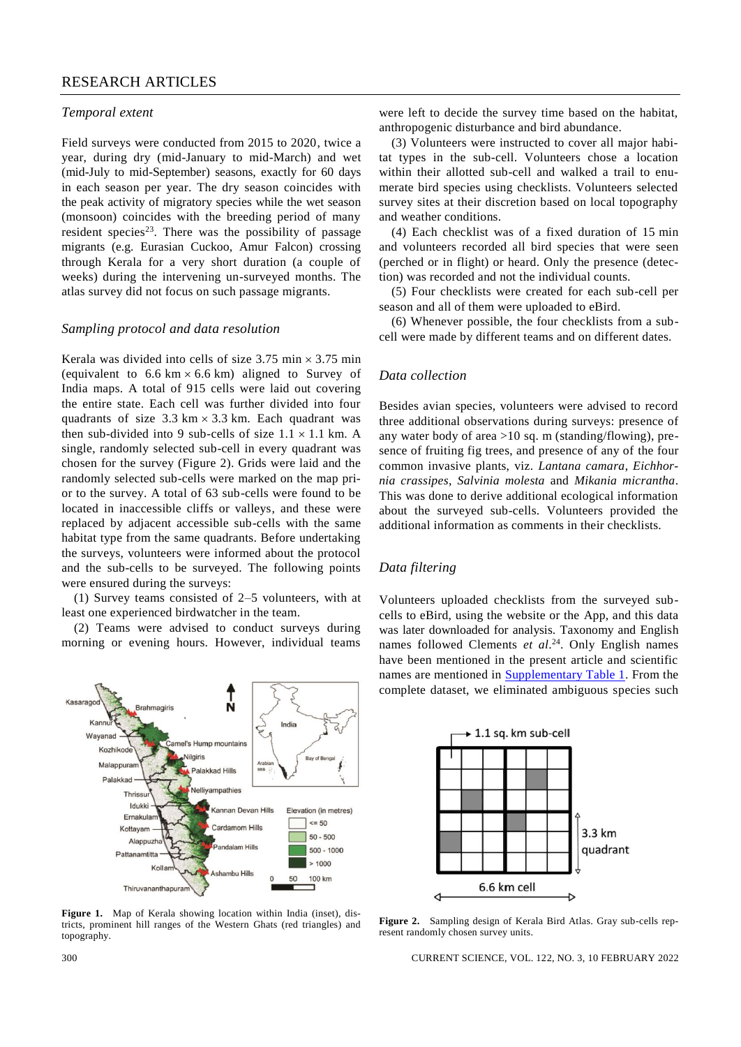### Temporal extent

Field surveys were conducted from 2015 to 2020, twice a year, during dry (mid-January to mid-March) and wet (mid-July to mid-September) seasons, exactly for 60 days in each season per year. The dry season coincides with the peak activity of migratory species while the wet season (monsoon) coincides with the breeding period of many resident species[23]. There was the possibility of passage migrants (e.g. Eurasian Cuckoo, Amur Falcon) crossing through Kerala for a very short duration (a couple of weeks) during the intervening un-surveyed months. The atlas survey did not focus on such passage migrants.

### Sampling protocol and data resolution

Kerala was divided into cells of size 3.75 min × 3.75 min (equivalent to 6.6 km × 6.6 km) aligned to Survey of India maps. A total of 915 cells were laid out covering the entire state. Each cell was further divided into four quadrants of size 3.3 km × 3.3 km. Each quadrant was then sub-divided into 9 sub-cells of size 1.1 × 1.1 km. A single, randomly selected sub-cell in every quadrant was chosen for the survey (Figure 2). Grids were laid and the randomly selected sub-cells were marked on the map prior to the survey. A total of 63 sub-cells were found to be located in inaccessible cliffs or valleys, and these were replaced by adjacent accessible sub-cells with the same habitat type from the same quadrants. Before undertaking the surveys, volunteers were informed about the protocol and the sub-cells to be surveyed. The following points were ensured during the surveys:

(1) Survey teams consisted of 2–5 volunteers, with at least one experienced birdwatcher in the team.

(2) Teams were advised to conduct surveys during morning or evening hours. However, individual teams were left to decide the survey time based on the habitat, anthropogenic disturbance and bird abundance.

(3) Volunteers were instructed to cover all major habitat types in the sub-cell. Volunteers chose a location within their allotted sub-cell and walked a trail to enumerate bird species using checklists. Volunteers selected survey sites at their discretion based on local topography and weather conditions.

(4) Each checklist was of a fixed duration of 15 min and volunteers recorded all bird species that were seen (perched or in flight) or heard. Only the presence (detection) was recorded and not the individual counts.

(5) Four checklists were created for each sub-cell per season and all of them were uploaded to eBird.

(6) Whenever possible, the four checklists from a sub-cell were made by different teams and on different dates.

**Figure 1.** Map of Kerala showing location within India (inset), districts, prominent hill ranges of the Western Ghats (red triangles) and topography.

### Data collection

Besides avian species, volunteers were advised to record three additional observations during surveys: presence of any water body of area >10 sq. m (standing/flowing), presence of fruiting fig trees, and presence of any of the four common invasive plants, viz. *Lantana camara*, *Eichhornia crassipes*, *Salvinia molesta* and *Mikania micrantha*. This was done to derive additional ecological information about the surveyed sub-cells. Volunteers provided the additional information as comments in their checklists.

### Data filtering

Volunteers uploaded checklists from the surveyed sub-cells to eBird, using the website or the App, and this data was later downloaded for analysis. Taxonomy and English names followed Clements *et al.*[24]. Only English names have been mentioned in the present article and scientific names are mentioned in Supplementary Table 1. From the complete dataset, we eliminated ambiguous species such

**Figure 2.** Sampling design of Kerala Bird Atlas. Gray sub-cells represent randomly chosen survey units.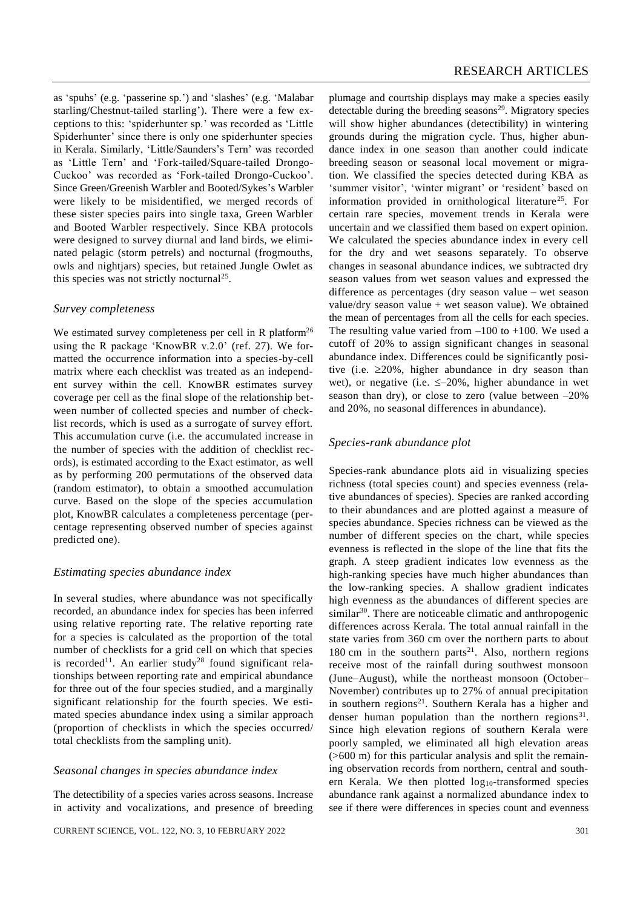as 'spuhs' (e.g. 'passerine sp.') and 'slashes' (e.g. 'Malabar starling/Chestnut-tailed starling'). There were a few exceptions to this: 'spiderhunter sp.' was recorded as 'Little Spiderhunter' since there is only one spiderhunter species in Kerala. Similarly, 'Little/Saunders's Tern' was recorded as 'Little Tern' and 'Fork-tailed/Square-tailed Drongo-Cuckoo' was recorded as 'Fork-tailed Drongo-Cuckoo'. Since Green/Greenish Warbler and Booted/Sykes's Warbler were likely to be misidentified, we merged records of these sister species pairs into single taxa, Green Warbler and Booted Warbler respectively. Since KBA protocols were designed to survey diurnal and land birds, we eliminated pelagic (storm petrels) and nocturnal (frogmouths, owls and nightjars) species, but retained Jungle Owlet as this species was not strictly nocturnal[25].

### *Survey completeness*

We estimated survey completeness per cell in R platform[26] using the R package 'KnowBR v.2.0' (ref. 27). We formatted the occurrence information into a species-by-cell matrix where each checklist was treated as an independent survey within the cell. KnowBR estimates survey coverage per cell as the final slope of the relationship between number of collected species and number of checklist records, which is used as a surrogate of survey effort. This accumulation curve (i.e. the accumulated increase in the number of species with the addition of checklist records), is estimated according to the Exact estimator, as well as by performing 200 permutations of the observed data (random estimator), to obtain a smoothed accumulation curve. Based on the slope of the species accumulation plot, KnowBR calculates a completeness percentage (percentage representing observed number of species against predicted one).

### *Estimating species abundance index*

In several studies, where abundance was not specifically recorded, an abundance index for species has been inferred using relative reporting rate. The relative reporting rate for a species is calculated as the proportion of the total number of checklists for a grid cell on which that species is recorded[11]. An earlier study[28] found significant relationships between reporting rate and empirical abundance for three out of the four species studied, and a marginally significant relationship for the fourth species. We estimated species abundance index using a similar approach (proportion of checklists in which the species occurred/total checklists from the sampling unit).

### *Seasonal changes in species abundance index*

The detectibility of a species varies across seasons. Increase in activity and vocalizations, and presence of breeding plumage and courtship displays may make a species easily detectable during the breeding seasons[29]. Migratory species will show higher abundances (detectibility) in wintering grounds during the migration cycle. Thus, higher abundance index in one season than another could indicate breeding season or seasonal local movement or migration. We classified the species detected during KBA as 'summer visitor', 'winter migrant' or 'resident' based on information provided in ornithological literature[25]. For certain rare species, movement trends in Kerala were uncertain and we classified them based on expert opinion. We calculated the species abundance index in every cell for the dry and wet seasons separately. To observe changes in seasonal abundance indices, we subtracted dry season values from wet season values and expressed the difference as percentages (dry season value – wet season value/dry season value + wet season value). We obtained the mean of percentages from all the cells for each species. The resulting value varied from –100 to +100. We used a cutoff of 20% to assign significant changes in seasonal abundance index. Differences could be significantly positive (i.e. ≥20%, higher abundance in dry season than wet), or negative (i.e. ≤–20%, higher abundance in wet season than dry), or close to zero (value between –20% and 20%, no seasonal differences in abundance).

### *Species-rank abundance plot*

Species-rank abundance plots aid in visualizing species richness (total species count) and species evenness (relative abundances of species). Species are ranked according to their abundances and are plotted against a measure of species abundance. Species richness can be viewed as the number of different species on the chart, while species evenness is reflected in the slope of the line that fits the graph. A steep gradient indicates low evenness as the high-ranking species have much higher abundances than the low-ranking species. A shallow gradient indicates high evenness as the abundances of different species are similar[30]. There are noticeable climatic and anthropogenic differences across Kerala. The total annual rainfall in the state varies from 360 cm over the northern parts to about 180 cm in the southern parts[21]. Also, northern regions receive most of the rainfall during southwest monsoon (June–August), while the northeast monsoon (October–November) contributes up to 27% of annual precipitation in southern regions[21]. Southern Kerala has a higher and denser human population than the northern regions[31]. Since high elevation regions of southern Kerala were poorly sampled, we eliminated all high elevation areas (>600 m) for this particular analysis and split the remaining observation records from northern, central and southern Kerala. We then plotted $\log_{10}$-transformed species abundance rank against a normalized abundance index to see if there were differences in species count and evenness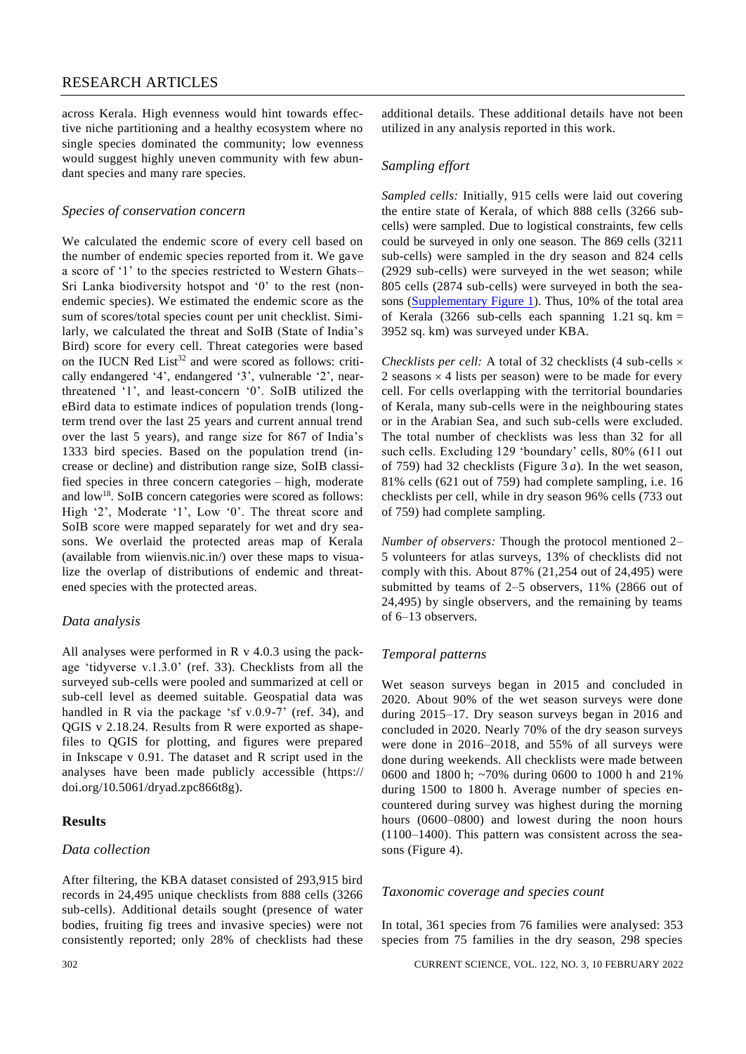across Kerala. High evenness would hint towards effective niche partitioning and a healthy ecosystem where no single species dominated the community; low evenness would suggest highly uneven community with few abundant species and many rare species.

### Species of conservation concern

We calculated the endemic score of every cell based on the number of endemic species reported from it. We gave a score of '1' to the species restricted to Western Ghats–Sri Lanka biodiversity hotspot and '0' to the rest (non-endemic species). We estimated the endemic score as the sum of scores/total species count per unit checklist. Similarly, we calculated the threat and SoIB (State of India's Bird) score for every cell. Threat categories were based on the IUCN Red List[32] and were scored as follows: critically endangered '4', endangered '3', vulnerable '2', near-threatened '1', and least-concern '0'. SoIB utilized the eBird data to estimate indices of population trends (long-term trend over the last 25 years and current annual trend over the last 5 years), and range size for 867 of India's 1333 bird species. Based on the population trend (increase or decline) and distribution range size, SoIB classified species in three concern categories – high, moderate and low[18]. SoIB concern categories were scored as follows: High '2', Moderate '1', Low '0'. The threat score and SoIB score were mapped separately for wet and dry seasons. We overlaid the protected areas map of Kerala (available from wiienvis.nic.in/) over these maps to visualize the overlap of distributions of endemic and threatened species with the protected areas.

### Data analysis

All analyses were performed in R v 4.0.3 using the package 'tidyverse v.1.3.0' (ref. 33). Checklists from all the surveyed sub-cells were pooled and summarized at cell or sub-cell level as deemed suitable. Geospatial data was handled in R via the package 'sf v.0.9-7' (ref. 34), and QGIS v 2.18.24. Results from R were exported as shapefiles to QGIS for plotting, and figures were prepared in Inkscape v 0.91. The dataset and R script used in the analyses have been made publicly accessible (https://doi.org/10.5061/dryad.zpc866t8g).

## Results

### Data collection

After filtering, the KBA dataset consisted of 293,915 bird records in 24,495 unique checklists from 888 cells (3266 sub-cells). Additional details sought (presence of water bodies, fruiting fig trees and invasive species) were not consistently reported; only 28% of checklists had these additional details. These additional details have not been utilized in any analysis reported in this work.

### Sampling effort

*Sampled cells:* Initially, 915 cells were laid out covering the entire state of Kerala, of which 888 cells (3266 sub-cells) were sampled. Due to logistical constraints, few cells could be surveyed in only one season. The 869 cells (3211 sub-cells) were sampled in the dry season and 824 cells (2929 sub-cells) were surveyed in the wet season; while 805 cells (2874 sub-cells) were surveyed in both the seasons (Supplementary Figure 1). Thus, 10% of the total area of Kerala (3266 sub-cells each spanning 1.21 sq. km = 3952 sq. km) was surveyed under KBA.

*Checklists per cell:* A total of 32 checklists (4 sub-cells × 2 seasons × 4 lists per season) were to be made for every cell. For cells overlapping with the territorial boundaries of Kerala, many sub-cells were in the neighbouring states or in the Arabian Sea, and such sub-cells were excluded. The total number of checklists was less than 32 for all such cells. Excluding 129 'boundary' cells, 80% (611 out of 759) had 32 checklists (Figure 3 *a*). In the wet season, 81% cells (621 out of 759) had complete sampling, i.e. 16 checklists per cell, while in dry season 96% cells (733 out of 759) had complete sampling.

*Number of observers:* Though the protocol mentioned 2–5 volunteers for atlas surveys, 13% of checklists did not comply with this. About 87% (21,254 out of 24,495) were submitted by teams of 2–5 observers, 11% (2866 out of 24,495) by single observers, and the remaining by teams of 6–13 observers.

### Temporal patterns

Wet season surveys began in 2015 and concluded in 2020. About 90% of the wet season surveys were done during 2015–17. Dry season surveys began in 2016 and concluded in 2020. Nearly 70% of the dry season surveys were done in 2016–2018, and 55% of all surveys were done during weekends. All checklists were made between 0600 and 1800 h; ~70% during 0600 to 1000 h and 21% during 1500 to 1800 h. Average number of species encountered during survey was highest during the morning hours (0600–0800) and lowest during the noon hours (1100–1400). This pattern was consistent across the seasons (Figure 4).

### Taxonomic coverage and species count

In total, 361 species from 76 families were analysed: 353 species from 75 families in the dry season, 298 species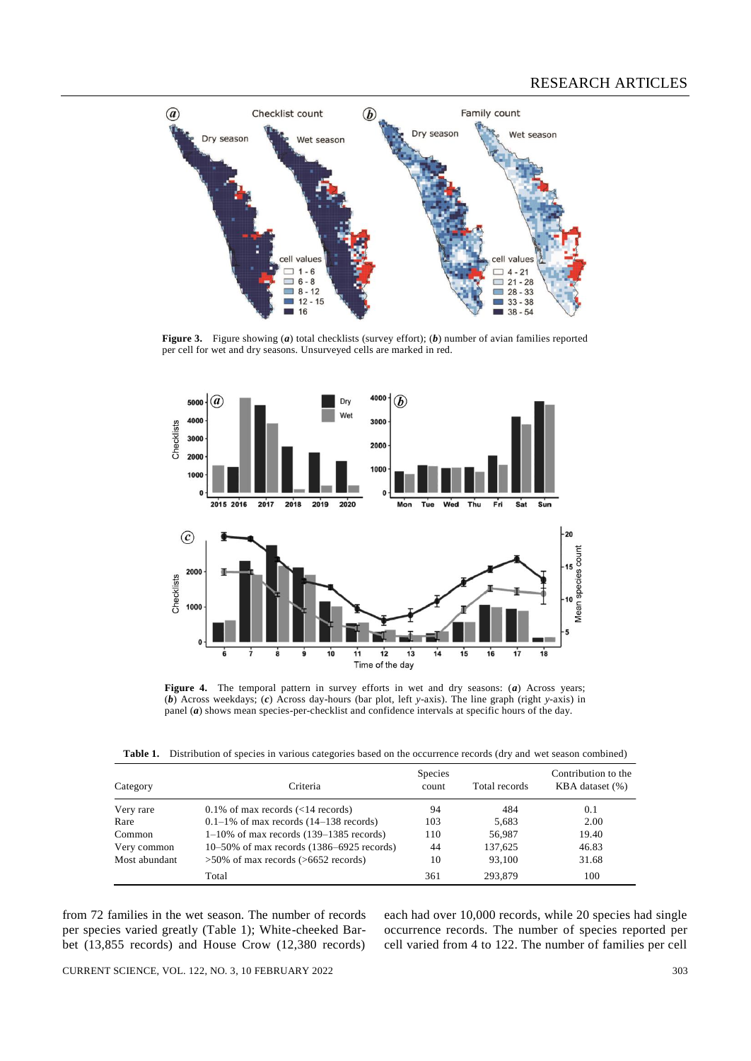**Figure 3.** Figure showing (*a*) total checklists (survey effort); (*b*) number of avian families reported per cell for wet and dry seasons. Unsurveyed cells are marked in red.

**Figure 4.** The temporal pattern in survey efforts in wet and dry seasons: (*a*) Across years; (*b*) Across weekdays; (*c*) Across day-hours (bar plot, left *y*-axis). The line graph (right *y*-axis) in panel (*a*) shows mean species-per-checklist and confidence intervals at specific hours of the day.

**Table 1.** Distribution of species in various categories based on the occurrence records (dry and wet season combined)

| Category | Criteria | Species count | Total records | Contribution to the KBA dataset (%) |
|---|---|---|---|---|
| Very rare | 0.1% of max records (<14 records) | 94 | 484 | 0.1 |
| Rare | 0.1–1% of max records (14–138 records) | 103 | 5,683 | 2.00 |
| Common | 1–10% of max records (139–1385 records) | 110 | 56,987 | 19.40 |
| Very common | 10–50% of max records (1386–6925 records) | 44 | 137,625 | 46.83 |
| Most abundant | >50% of max records (>6652 records) | 10 | 93,100 | 31.68 |
| | Total | 361 | 293,879 | 100 |

from 72 families in the wet season. The number of records per species varied greatly (Table 1); White-cheeked Barbet (13,855 records) and House Crow (12,380 records) each had over 10,000 records, while 20 species had single occurrence records. The number of species reported per cell varied from 4 to 122. The number of families per cell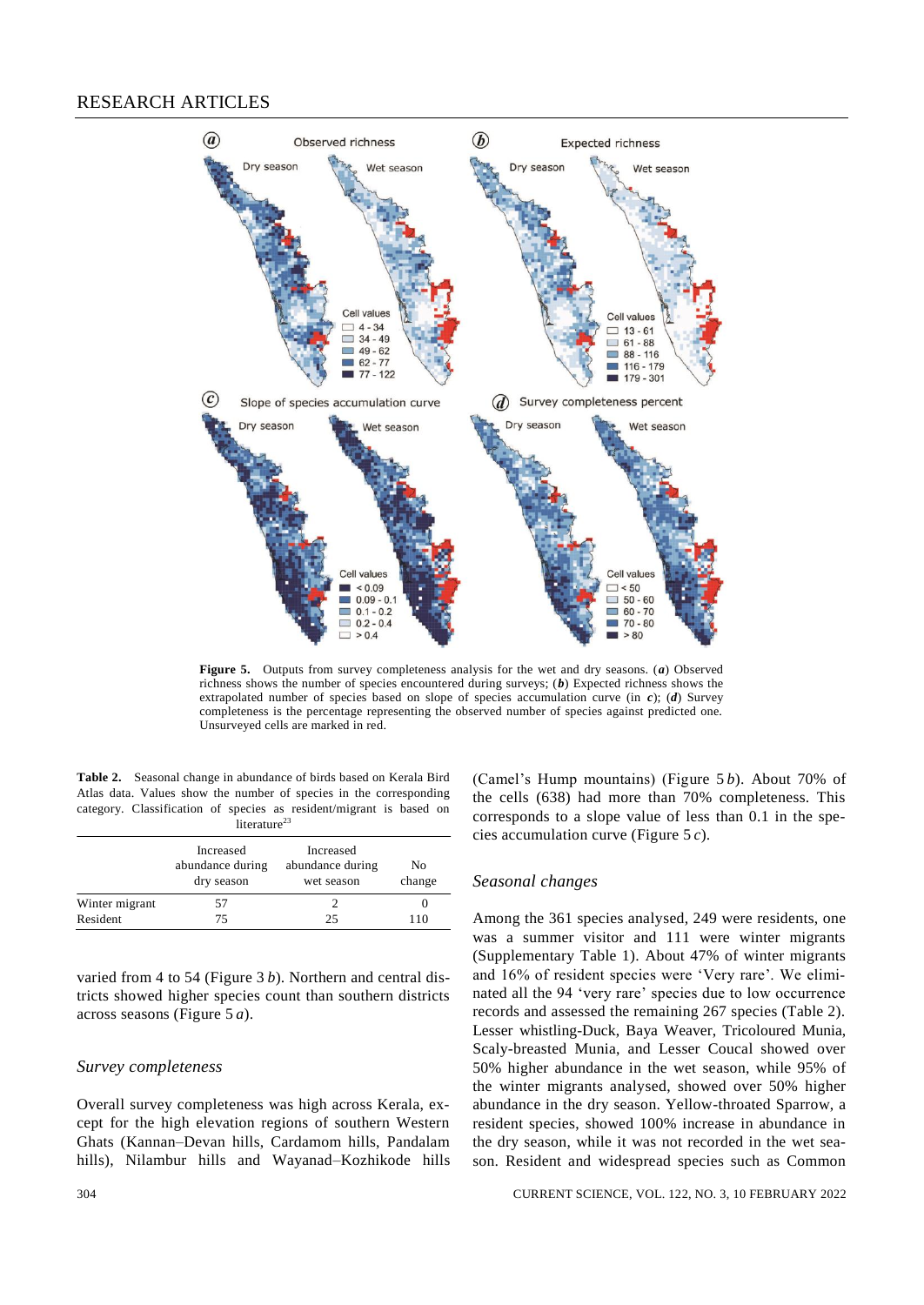Figure 5. Outputs from survey completeness analysis for the wet and dry seasons. (*a*) Observed richness shows the number of species encountered during surveys; (*b*) Expected richness shows the extrapolated number of species based on slope of species accumulation curve (in *c*); (*d*) Survey completeness is the percentage representing the observed number of species against predicted one. Unsurveyed cells are marked in red.

**Table 2.** Seasonal change in abundance of birds based on Kerala Bird Atlas data. Values show the number of species in the corresponding category. Classification of species as resident/migrant is based on literature[23]

| | Increased abundance during dry season | Increased abundance during wet season | No change |
|---|---|---|---|
| Winter migrant | 57 | 2 | 0 |
| Resident | 75 | 25 | 110 |

varied from 4 to 54 (Figure 3 *b*). Northern and central districts showed higher species count than southern districts across seasons (Figure 5 *a*).

### *Survey completeness*

Overall survey completeness was high across Kerala, except for the high elevation regions of southern Western Ghats (Kannan–Devan hills, Cardamom hills, Pandalam hills), Nilambur hills and Wayanad–Kozhikode hills (Camel's Hump mountains) (Figure 5 *b*). About 70% of the cells (638) had more than 70% completeness. This corresponds to a slope value of less than 0.1 in the species accumulation curve (Figure 5 *c*).

### *Seasonal changes*

Among the 361 species analysed, 249 were residents, one was a summer visitor and 111 were winter migrants (Supplementary Table 1). About 47% of winter migrants and 16% of resident species were 'Very rare'. We eliminated all the 94 'very rare' species due to low occurrence records and assessed the remaining 267 species (Table 2). Lesser whistling-Duck, Baya Weaver, Tricoloured Munia, Scaly-breasted Munia, and Lesser Coucal showed over 50% higher abundance in the wet season, while 95% of the winter migrants analysed, showed over 50% higher abundance in the dry season. Yellow-throated Sparrow, a resident species, showed 100% increase in abundance in the dry season, while it was not recorded in the wet season. Resident and widespread species such as Common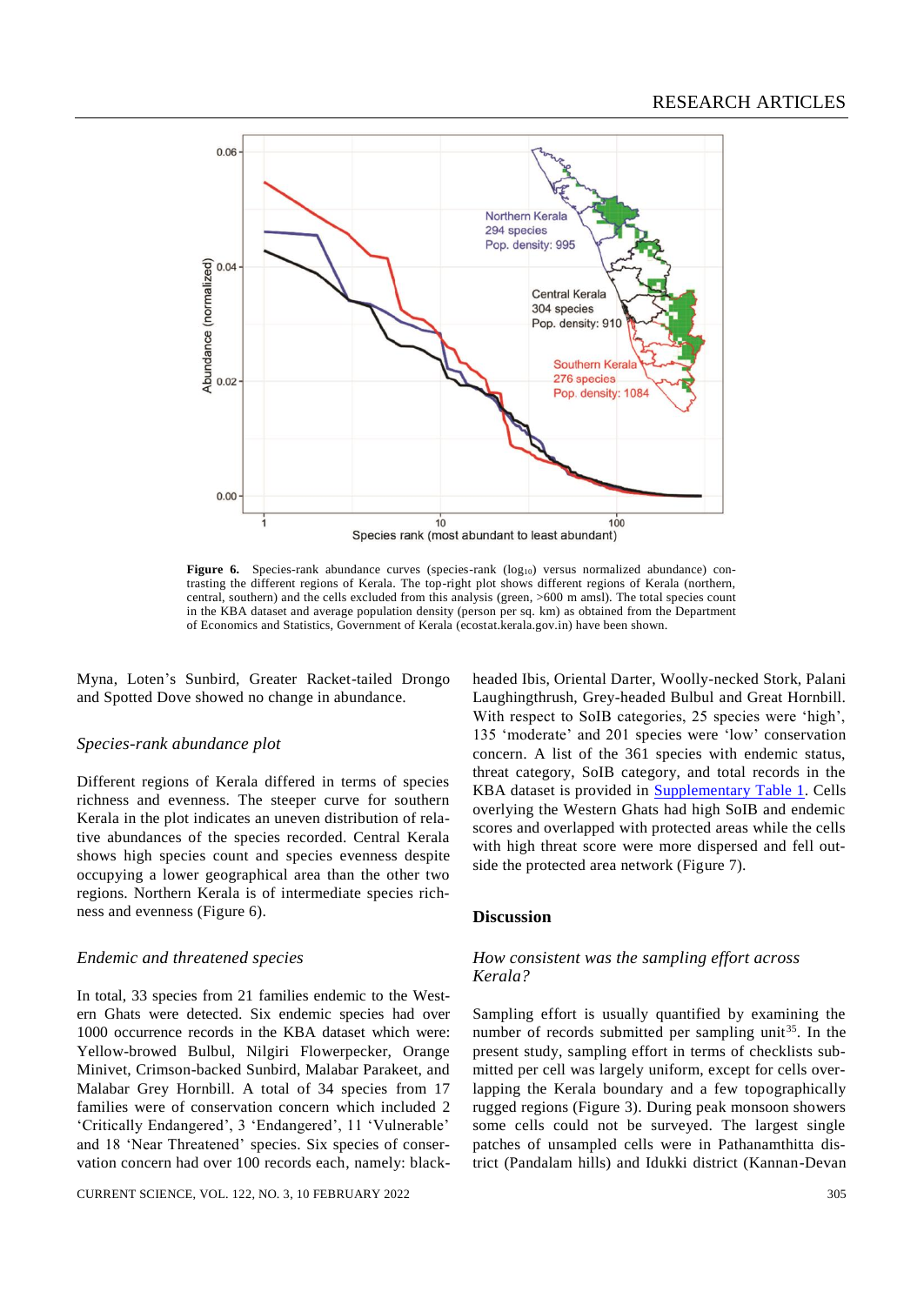**Figure 6.** Species-rank abundance curves (species-rank ($\log_{10}$) versus normalized abundance) contrasting the different regions of Kerala. The top-right plot shows different regions of Kerala (northern, central, southern) and the cells excluded from this analysis (green, >600 m amsl). The total species count in the KBA dataset and average population density (person per sq. km) as obtained from the Department of Economics and Statistics, Government of Kerala (ecostat.kerala.gov.in) have been shown.

Myna, Loten's Sunbird, Greater Racket-tailed Drongo and Spotted Dove showed no change in abundance.

### *Species-rank abundance plot*

Different regions of Kerala differed in terms of species richness and evenness. The steeper curve for southern Kerala in the plot indicates an uneven distribution of relative abundances of the species recorded. Central Kerala shows high species count and species evenness despite occupying a lower geographical area than the other two regions. Northern Kerala is of intermediate species richness and evenness (Figure 6).

### *Endemic and threatened species*

In total, 33 species from 21 families endemic to the Western Ghats were detected. Six endemic species had over 1000 occurrence records in the KBA dataset which were: Yellow-browed Bulbul, Nilgiri Flowerpecker, Orange Minivet, Crimson-backed Sunbird, Malabar Parakeet, and Malabar Grey Hornbill. A total of 34 species from 17 families were of conservation concern which included 2 'Critically Endangered', 3 'Endangered', 11 'Vulnerable' and 18 'Near Threatened' species. Six species of conservation concern had over 100 records each, namely: black-headed Ibis, Oriental Darter, Woolly-necked Stork, Palani Laughingthrush, Grey-headed Bulbul and Great Hornbill. With respect to SoIB categories, 25 species were 'high', 135 'moderate' and 201 species were 'low' conservation concern. A list of the 361 species with endemic status, threat category, SoIB category, and total records in the KBA dataset is provided in Supplementary Table 1. Cells overlying the Western Ghats had high SoIB and endemic scores and overlapped with protected areas while the cells with high threat score were more dispersed and fell outside the protected area network (Figure 7).

## Discussion

### *How consistent was the sampling effort across Kerala?*

Sampling effort is usually quantified by examining the number of records submitted per sampling unit[35]. In the present study, sampling effort in terms of checklists submitted per cell was largely uniform, except for cells overlapping the Kerala boundary and a few topographically rugged regions (Figure 3). During peak monsoon showers some cells could not be surveyed. The largest single patches of unsampled cells were in Pathanamthitta district (Pandalam hills) and Idukki district (Kannan-Devan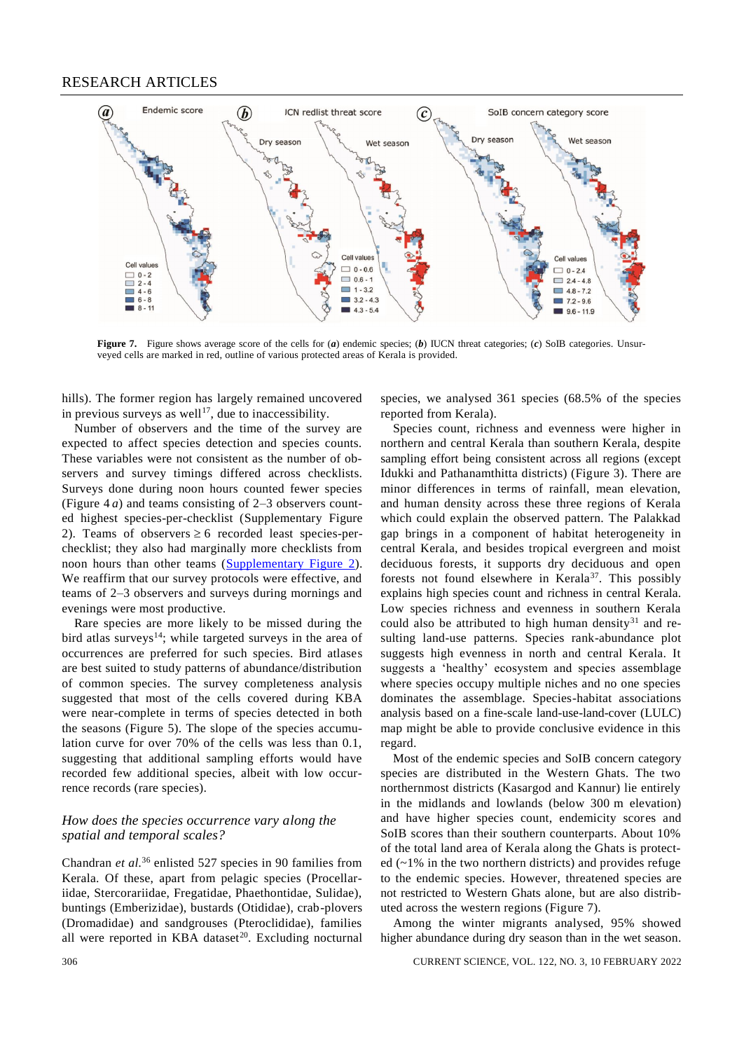Figure 7. Figure shows average score of the cells for (*a*) endemic species; (*b*) IUCN threat categories; (*c*) SoIB categories. Unsurveyed cells are marked in red, outline of various protected areas of Kerala is provided.

hills). The former region has largely remained uncovered in previous surveys as well[17], due to inaccessibility.

Number of observers and the time of the survey are expected to affect species detection and species counts. These variables were not consistent as the number of observers and survey timings differed across checklists. Surveys done during noon hours counted fewer species (Figure 4 *a*) and teams consisting of 2–3 observers counted highest species-per-checklist (Supplementary Figure 2). Teams of observers $\geq 6$ recorded least species-per-checklist; they also had marginally more checklists from noon hours than other teams (Supplementary Figure 2). We reaffirm that our survey protocols were effective, and teams of 2–3 observers and surveys during mornings and evenings were most productive.

Rare species are more likely to be missed during the bird atlas surveys[14]; while targeted surveys in the area of occurrences are preferred for such species. Bird atlases are best suited to study patterns of abundance/distribution of common species. The survey completeness analysis suggested that most of the cells covered during KBA were near-complete in terms of species detected in both the seasons (Figure 5). The slope of the species accumulation curve for over 70% of the cells was less than 0.1, suggesting that additional sampling efforts would have recorded few additional species, albeit with low occurrence records (rare species).

### *How does the species occurrence vary along the spatial and temporal scales?*

Chandran *et al.*[36] enlisted 527 species in 90 families from Kerala. Of these, apart from pelagic species (Procellariidae, Stercorariidae, Fregatidae, Phaethontidae, Sulidae), buntings (Emberizidae), bustards (Otididae), crab-plovers (Dromadidae) and sandgrouses (Pteroclididae), families all were reported in KBA dataset[20]. Excluding nocturnal species, we analysed 361 species (68.5% of the species reported from Kerala).

Species count, richness and evenness were higher in northern and central Kerala than southern Kerala, despite sampling effort being consistent across all regions (except Idukki and Pathanamthitta districts) (Figure 3). There are minor differences in terms of rainfall, mean elevation, and human density across these three regions of Kerala which could explain the observed pattern. The Palakkad gap brings in a component of habitat heterogeneity in central Kerala, and besides tropical evergreen and moist deciduous forests, it supports dry deciduous and open forests not found elsewhere in Kerala[37]. This possibly explains high species count and richness in central Kerala. Low species richness and evenness in southern Kerala could also be attributed to high human density[31] and resulting land-use patterns. Species rank-abundance plot suggests high evenness in north and central Kerala. It suggests a 'healthy' ecosystem and species assemblage where species occupy multiple niches and no one species dominates the assemblage. Species-habitat associations analysis based on a fine-scale land-use-land-cover (LULC) map might be able to provide conclusive evidence in this regard.

Most of the endemic species and SoIB concern category species are distributed in the Western Ghats. The two northernmost districts (Kasargod and Kannur) lie entirely in the midlands and lowlands (below 300 m elevation) and have higher species count, endemicity scores and SoIB scores than their southern counterparts. About 10% of the total land area of Kerala along the Ghats is protected (~1% in the two northern districts) and provides refuge to the endemic species. However, threatened species are not restricted to Western Ghats alone, but are also distributed across the western regions (Figure 7).

Among the winter migrants analysed, 95% showed higher abundance during dry season than in the wet season.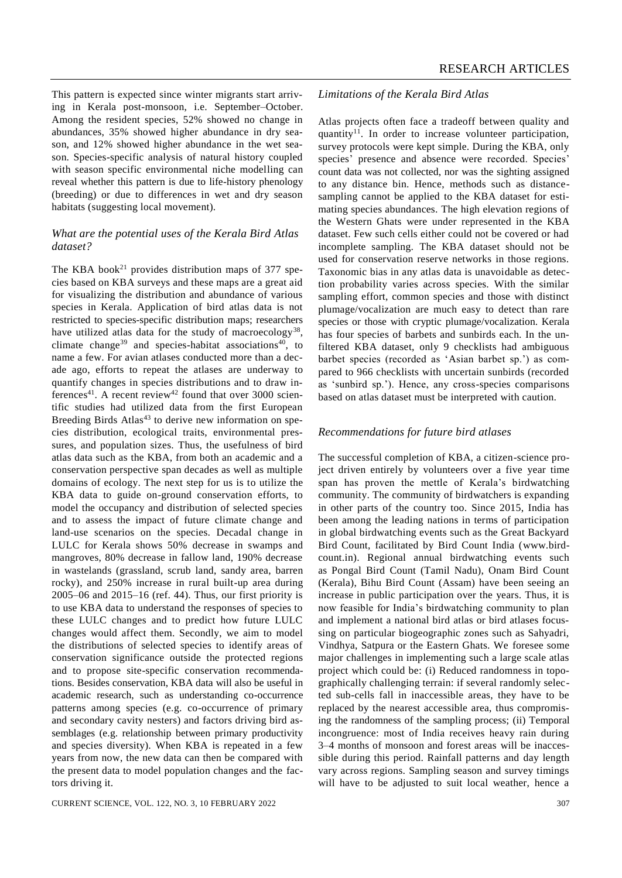This pattern is expected since winter migrants start arriving in Kerala post-monsoon, i.e. September–October. Among the resident species, 52% showed no change in abundances, 35% showed higher abundance in dry season, and 12% showed higher abundance in the wet season. Species-specific analysis of natural history coupled with season specific environmental niche modelling can reveal whether this pattern is due to life-history phenology (breeding) or due to differences in wet and dry season habitats (suggesting local movement).

### *What are the potential uses of the Kerala Bird Atlas dataset?*

The KBA book[21] provides distribution maps of 377 species based on KBA surveys and these maps are a great aid for visualizing the distribution and abundance of various species in Kerala. Application of bird atlas data is not restricted to species-specific distribution maps; researchers have utilized atlas data for the study of macroecology[38], climate change[39] and species-habitat associations[40], to name a few. For avian atlases conducted more than a decade ago, efforts to repeat the atlases are underway to quantify changes in species distributions and to draw inferences[41]. A recent review[42] found that over 3000 scientific studies had utilized data from the first European Breeding Birds Atlas[43] to derive new information on species distribution, ecological traits, environmental pressures, and population sizes. Thus, the usefulness of bird atlas data such as the KBA, from both an academic and a conservation perspective span decades as well as multiple domains of ecology. The next step for us is to utilize the KBA data to guide on-ground conservation efforts, to model the occupancy and distribution of selected species and to assess the impact of future climate change and land-use scenarios on the species. Decadal change in LULC for Kerala shows 50% decrease in swamps and mangroves, 80% decrease in fallow land, 190% decrease in wastelands (grassland, scrub land, sandy area, barren rocky), and 250% increase in rural built-up area during 2005–06 and 2015–16 (ref. 44). Thus, our first priority is to use KBA data to understand the responses of species to these LULC changes and to predict how future LULC changes would affect them. Secondly, we aim to model the distributions of selected species to identify areas of conservation significance outside the protected regions and to propose site-specific conservation recommendations. Besides conservation, KBA data will also be useful in academic research, such as understanding co-occurrence patterns among species (e.g. co-occurrence of primary and secondary cavity nesters) and factors driving bird assemblages (e.g. relationship between primary productivity and species diversity). When KBA is repeated in a few years from now, the new data can then be compared with the present data to model population changes and the factors driving it.

### *Limitations of the Kerala Bird Atlas*

Atlas projects often face a tradeoff between quality and quantity[11]. In order to increase volunteer participation, survey protocols were kept simple. During the KBA, only species' presence and absence were recorded. Species' count data was not collected, nor was the sighting assigned to any distance bin. Hence, methods such as distance-sampling cannot be applied to the KBA dataset for estimating species abundances. The high elevation regions of the Western Ghats were under represented in the KBA dataset. Few such cells either could not be covered or had incomplete sampling. The KBA dataset should not be used for conservation reserve networks in those regions. Taxonomic bias in any atlas data is unavoidable as detection probability varies across species. With the similar sampling effort, common species and those with distinct plumage/vocalization are much easy to detect than rare species or those with cryptic plumage/vocalization. Kerala has four species of barbets and sunbirds each. In the unfiltered KBA dataset, only 9 checklists had ambiguous barbet species (recorded as 'Asian barbet sp.') as compared to 966 checklists with uncertain sunbirds (recorded as 'sunbird sp.'). Hence, any cross-species comparisons based on atlas dataset must be interpreted with caution.

### *Recommendations for future bird atlases*

The successful completion of KBA, a citizen-science project driven entirely by volunteers over a five year time span has proven the mettle of Kerala's birdwatching community. The community of birdwatchers is expanding in other parts of the country too. Since 2015, India has been among the leading nations in terms of participation in global birdwatching events such as the Great Backyard Bird Count, facilitated by Bird Count India (www.birdcount.in). Regional annual birdwatching events such as Pongal Bird Count (Tamil Nadu), Onam Bird Count (Kerala), Bihu Bird Count (Assam) have been seeing an increase in public participation over the years. Thus, it is now feasible for India's birdwatching community to plan and implement a national bird atlas or bird atlases focussing on particular biogeographic zones such as Sahyadri, Vindhya, Satpura or the Eastern Ghats. We foresee some major challenges in implementing such a large scale atlas project which could be: (i) Reduced randomness in topographically challenging terrain: if several randomly selected sub-cells fall in inaccessible areas, they have to be replaced by the nearest accessible area, thus compromising the randomness of the sampling process; (ii) Temporal incongruence: most of India receives heavy rain during 3–4 months of monsoon and forest areas will be inaccessible during this period. Rainfall patterns and day length vary across regions. Sampling season and survey timings will have to be adjusted to suit local weather, hence a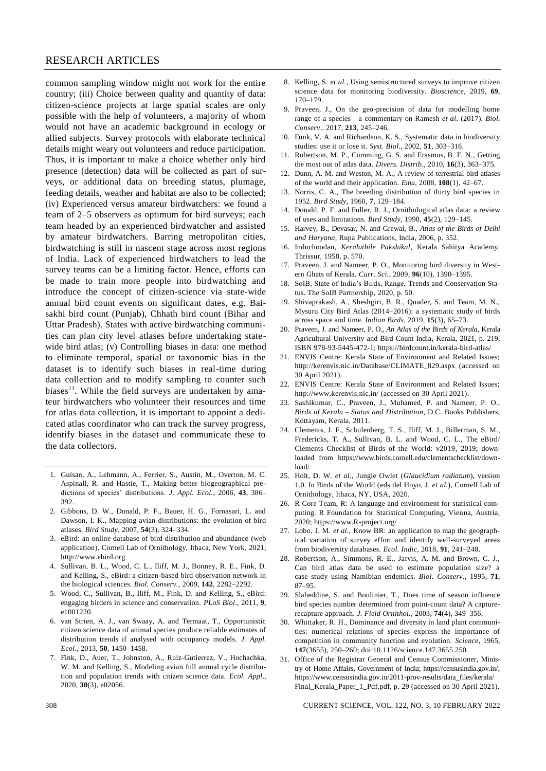common sampling window might not work for the entire country; (iii) Choice between quality and quantity of data: citizen-science projects at large spatial scales are only possible with the help of volunteers, a majority of whom would not have an academic background in ecology or allied subjects. Survey protocols with elaborate technical details might weary out volunteers and reduce participation. Thus, it is important to make a choice whether only bird presence (detection) data will be collected as part of surveys, or additional data on breeding status, plumage, feeding details, weather and habitat are also to be collected; (iv) Experienced versus amateur birdwatchers: we found a team of 2–5 observers as optimum for bird surveys; each team headed by an experienced birdwatcher and assisted by amateur birdwatchers. Barring metropolitan cities, birdwatching is still in nascent stage across most regions of India. Lack of experienced birdwatchers to lead the survey teams can be a limiting factor. Hence, efforts can be made to train more people into birdwatching and introduce the concept of citizen-science via state-wide annual bird count events on significant dates, e.g. Baisakhi bird count (Punjab), Chhath bird count (Bihar and Uttar Pradesh). States with active birdwatching communities can plan city level atlases before undertaking state-wide bird atlas; (v) Controlling biases in data: one method to eliminate temporal, spatial or taxonomic bias in the dataset is to identify such biases in real-time during data collection and to modify sampling to counter such biases[11]. While the field surveys are undertaken by amateur birdwatchers who volunteer their resources and time for atlas data collection, it is important to appoint a dedicated atlas coordinator who can track the survey progress, identify biases in the dataset and communicate these to the data collectors.

1. Guisan, A., Lehmann, A., Ferrier, S., Austin, M., Overton, M. C. Aspinall, R. and Hastie, T., Making better biogeographical predictions of species' distributions. *J. Appl. Ecol.*, 2006, **43**, 386–392.
2. Gibbons, D. W., Donald, P. F., Bauer, H. G., Fornasari, L. and Dawson, I. K., Mapping avian distributions: the evolution of bird atlases. *Bird Study*, 2007, **54**(3), 324–334.
3. eBird: an online database of bird distribution and abundance (web application). Cornell Lab of Ornithology, Ithaca, New York, 2021; http://www.ebird.org
4. Sullivan, B. L., Wood, C. L., Iliff, M. J., Bonney, R. E., Fink, D. and Kelling, S., eBird: a citizen-based bird observation network in the biological sciences. *Biol. Conserv.*, 2009, **142**, 2282–2292.
5. Wood, C., Sullivan, B., Iliff, M., Fink, D. and Kelling, S., eBird: engaging birders in science and conservation. *PLoS Biol*., 2011, **9**, e1001220.
6. van Strien, A. J., van Swaay, A. and Termaat, T., Opportunistic citizen science data of animal species produce reliable estimates of distribution trends if analysed with occupancy models. *J. Appl. Ecol.*, 2013, **50**, 1450–1458.
7. Fink, D., Auer, T., Johnston, A., Ruiz-Gutierrez, V., Hochachka, W. M. and Kelling, S., Modeling avian full annual cycle distribution and population trends with citizen science data. *Ecol. Appl*., 2020, **30**(3), e02056.
8. Kelling, S. *et al.*, Using semistructured surveys to improve citizen science data for monitoring biodiversity. *Bioscience*, 2019, **69**, 170–179.
9. Praveen, J., On the geo-precision of data for modelling home range of a species – a commentary on Ramesh *et al*. (2017). *Biol. Conserv*., 2017, **213**, 245–246.
10. Funk, V. A. and Richardson, K. S., Systematic data in biodiversity studies: use it or lose it. *Syst. Biol.*, 2002, **51**, 303–316.
11. Robertson, M. P., Cumming, G. S. and Erasmus, B. F. N., Getting the most out of atlas data. *Divers. Distrib.*, 2010, **16**(3), 363–375.
12. Dunn, A. M. and Weston, M. A., A review of terrestrial bird atlases of the world and their application. *Emu*, 2008, **108**(1), 42–67.
13. Norris, C. A., The breeding distribution of thirty bird species in 1952. *Bird Study*, 1960, **7**, 129–184.
14. Donald, P. F. and Fuller, R. J., Ornithological atlas data: a review of uses and limitations. *Bird Study*, 1998, **45**(2), 129–145.
15. Harvey, B., Devasar, N. and Grewal, B., *Atlas of the Birds of Delhi and Haryana*, Rupa Publications, India, 2006, p. 352.
16. Induchoodan, *Keralathile Pakshikal*, Kerala Sahitya Academy, Thrissur, 1958, p. 570.
17. Praveen, J. and Nameer, P. O., Monitoring bird diversity in Western Ghats of Kerala. *Curr. Sci.*, 2009, **96**(10), 1390–1395.
18. SoIB, State of India's Birds, Range, Trends and Conservation Status. The SoIB Partnership, 2020, p. 50.
19. Shivaprakash, A., Sheshgiri, B. R., Quader, S. and Team, M. N., Mysuru City Bird Atlas (2014–2016): a systematic study of birds across space and time. *Indian Birds*, 2019, **15**(3), 65–73.
20. Praveen, J. and Nameer, P. O., *An Atlas of the Birds of Kerala*, Kerala Agricultural University and Bird Count India, Kerala, 2021, p. 219, ISBN 978-93-5445-472-1; https://birdcount.in/kerala-bird-atlas/
21. ENVIS Centre: Kerala State of Environment and Related Issues; http://kerenvis.nic.in/Database/CLIMATE_829.aspx (accessed on 30 April 2021).
22. ENVIS Centre: Kerala State of Environment and Related Issues; http://www.kerenvis.nic.in/ (accessed on 30 April 2021).
23. Sashikumar, C., Praveen, J., Muhamed, P. and Nameer, P. O., *Birds of Kerala – Status and Distribution*, D.C. Books Publishers, Kottayam, Kerala, 2011.
24. Clements, J. F., Schulenberg, T. S., Iliff, M. J., Billerman, S. M., Fredericks, T. A., Sullivan, B. L. and Wood, C. L., The eBird/Clements Checklist of Birds of the World: v2019, 2019; downloaded from https://www.birds.cornell.edu/clementschecklist/download/
25. Holt, D. W. *et al.*, Jungle Owlet (*Glaucidium radiatum*), version 1.0. In Birds of the World (eds del Hoyo, J. *et al.*), Cornell Lab of Ornithology, Ithaca, NY, USA, 2020.
26. R Core Team, R: A language and environment for statistical computing. R Foundation for Statistical Computing, Vienna, Austria, 2020; https://www.R-project.org/
27. Lobo, J. M. *et al.*, Know BR: an application to map the geographical variation of survey effort and identify well-surveyed areas from biodiversity databases. *Ecol. Indic*, 2018, **91**, 241–248.
28. Robertson, A., Simmons, R. E., Jarvis, A. M. and Brown, C. J., Can bird atlas data be used to estimate population size? a case study using Namibian endemics. *Biol. Conserv.*, 1995, **71**, 87–95.
29. Slaheddine, S. and Boulinier, T., Does time of season influence bird species number determined from point-count data? A capture-recapture approach. *J. Field Ornithol.*, 2003, **74**(4), 349–356.
30. Whittaker, R. H., Dominance and diversity in land plant communities: numerical relations of species express the importance of competition in community function and evolution. *Science*, 1965, **147**(3655), 250–260; doi:10.1126/science.147.3655.250.
31. Office of the Registrar General and Census Commissioner, Ministry of Home Affairs, Government of India; https://censusindia.gov.in/; https://www.censusindia.gov.in/2011-prov-results/data_files/kerala/Final_Kerala_Paper_1_Pdf.pdf, p. 29 (accessed on 30 April 2021).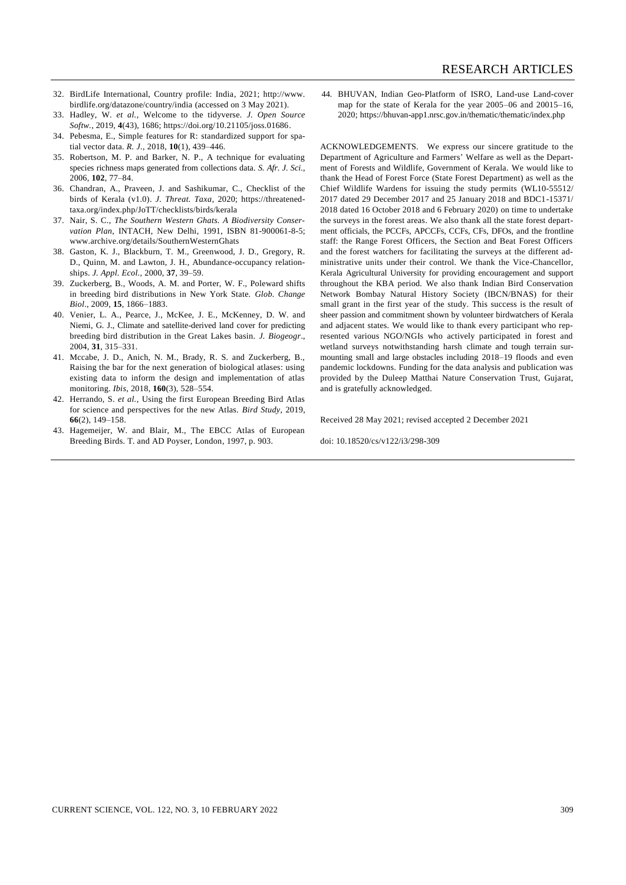32. BirdLife International, Country profile: India, 2021; http://www.birdlife.org/datazone/country/india (accessed on 3 May 2021).
33. Hadley, W. *et al.*, Welcome to the tidyverse. *J. Open Source Softw.*, 2019, **4**(43), 1686; https://doi.org/10.21105/joss.01686.
34. Pebesma, E., Simple features for R: standardized support for spatial vector data. *R. J.*, 2018, **10**(1), 439–446.
35. Robertson, M. P. and Barker, N. P., A technique for evaluating species richness maps generated from collections data. *S. Afr. J. Sci.*, 2006, **102**, 77–84.
36. Chandran, A., Praveen, J. and Sashikumar, C., Checklist of the birds of Kerala (v1.0). *J. Threat. Taxa*, 2020; https://threatenedtaxa.org/index.php/JoTT/checklists/birds/kerala
37. Nair, S. C., *The Southern Western Ghats. A Biodiversity Conservation Plan*, INTACH, New Delhi, 1991, ISBN 81-900061-8-5; www.archive.org/details/SouthernWesternGhats
38. Gaston, K. J., Blackburn, T. M., Greenwood, J. D., Gregory, R. D., Quinn, M. and Lawton, J. H., Abundance-occupancy relationships. *J. Appl. Ecol.*, 2000, **37**, 39–59.
39. Zuckerberg, B., Woods, A. M. and Porter, W. F., Poleward shifts in breeding bird distributions in New York State. *Glob. Change Biol.*, 2009, **15**, 1866–1883.
40. Venier, L. A., Pearce, J., McKee, J. E., McKenney, D. W. and Niemi, G. J., Climate and satellite-derived land cover for predicting breeding bird distribution in the Great Lakes basin. *J. Biogeogr.*, 2004, **31**, 315–331.
41. Mccabe, J. D., Anich, N. M., Brady, R. S. and Zuckerberg, B., Raising the bar for the next generation of biological atlases: using existing data to inform the design and implementation of atlas monitoring. *Ibis*, 2018, **160**(3), 528–554.
42. Herrando, S. *et al.*, Using the first European Breeding Bird Atlas for science and perspectives for the new Atlas. *Bird Study*, 2019, **66**(2), 149–158.
43. Hagemeijer, W. and Blair, M., The EBCC Atlas of European Breeding Birds. T. and AD Poyser, London, 1997, p. 903.
44. BHUVAN, Indian Geo-Platform of ISRO, Land-use Land-cover map for the state of Kerala for the year 2005–06 and 20015–16, 2020; https://bhuvan-app1.nrsc.gov.in/thematic/thematic/index.php

ACKNOWLEDGEMENTS. We express our sincere gratitude to the Department of Agriculture and Farmers' Welfare as well as the Department of Forests and Wildlife, Government of Kerala. We would like to thank the Head of Forest Force (State Forest Department) as well as the Chief Wildlife Wardens for issuing the study permits (WL10-55512/2017 dated 29 December 2017 and 25 January 2018 and BDC1-15371/2018 dated 16 October 2018 and 6 February 2020) on time to undertake the surveys in the forest areas. We also thank all the state forest department officials, the PCCFs, APCCFs, CCFs, CFs, DFOs, and the frontline staff: the Range Forest Officers, the Section and Beat Forest Officers and the forest watchers for facilitating the surveys at the different administrative units under their control. We thank the Vice-Chancellor, Kerala Agricultural University for providing encouragement and support throughout the KBA period. We also thank Indian Bird Conservation Network Bombay Natural History Society (IBCN/BNAS) for their small grant in the first year of the study. This success is the result of sheer passion and commitment shown by volunteer birdwatchers of Kerala and adjacent states. We would like to thank every participant who represented various NGO/NGIs who actively participated in forest and wetland surveys notwithstanding harsh climate and tough terrain surmounting small and large obstacles including 2018–19 floods and even pandemic lockdowns. Funding for the data analysis and publication was provided by the Duleep Matthai Nature Conservation Trust, Gujarat, and is gratefully acknowledged.

Received 28 May 2021; revised accepted 2 December 2021

doi: 10.18520/cs/v122/i3/298-309